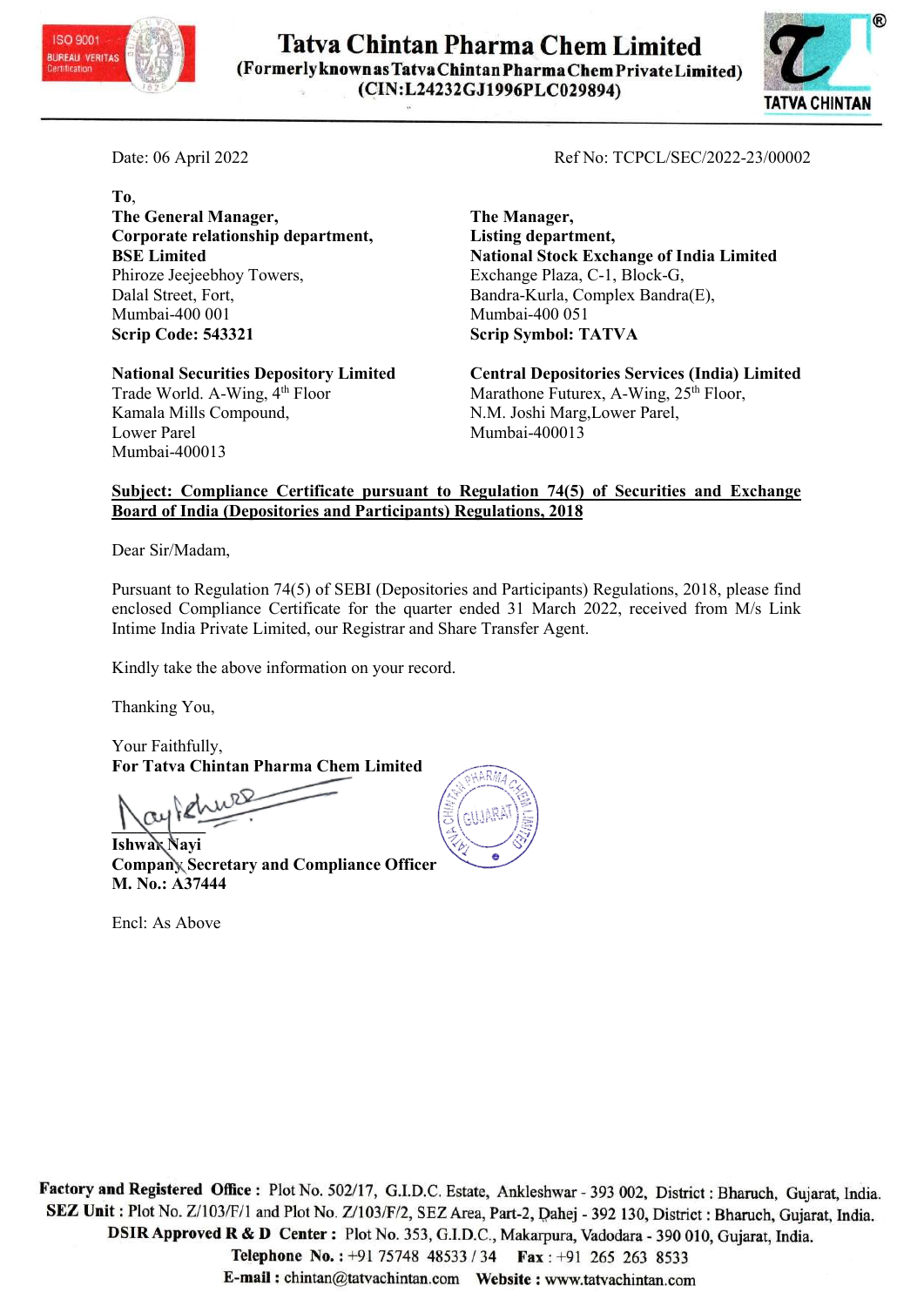# Tatva Chintan Pharma Chem Limited

**(Formerly known as Tatva Chintan Pharma Chem Private Limited)**

**(CIN:L24232GJ1996PLC029894)**

Date: 06 April 2022

Ref No: TCPCL/SEC/2022-23/00002

**To,**

**The General Manager,**
**Corporate relationship department,**
**BSE Limited**
Phiroze Jeejeebhoy Towers,
Dalal Street, Fort,
Mumbai-400 001
**Scrip Code: 543321**

**The Manager,**
**Listing department,**
**National Stock Exchange of India Limited**
Exchange Plaza, C-1, Block-G,
Bandra-Kurla, Complex Bandra(E),
Mumbai-400 051
**Scrip Symbol: TATVA**

**National Securities Depository Limited**
Trade World. A-Wing, 4th Floor
Kamala Mills Compound,
Lower Parel
Mumbai-400013

**Central Depositories Services (India) Limited**
Marathone Futurex, A-Wing, 25th Floor,
N.M. Joshi Marg,Lower Parel,
Mumbai-400013

**Subject: Compliance Certificate pursuant to Regulation 74(5) of Securities and Exchange Board of India (Depositories and Participants) Regulations, 2018**

Dear Sir/Madam,

Pursuant to Regulation 74(5) of SEBI (Depositories and Participants) Regulations, 2018, please find enclosed Compliance Certificate for the quarter ended 31 March 2022, received from M/s Link Intime India Private Limited, our Registrar and Share Transfer Agent.

Kindly take the above information on your record.

Thanking You,

Your Faithfully,
**For Tatva Chintan Pharma Chem Limited**

**Ishwar Nayi**
**Company Secretary and Compliance Officer**
**M. No.: A37444**

Encl: As Above

**Factory and Registered Office :** Plot No. 502/17, G.I.D.C. Estate, Ankleshwar - 393 002, District : Bharuch, Gujarat, India.
**SEZ Unit :** Plot No. Z/103/F/1 and Plot No. Z/103/F/2, SEZ Area, Part-2, Dahej - 392 130, District : Bharuch, Gujarat, India.
**DSIR Approved R & D Center :** Plot No. 353, G.I.D.C., Makarpura, Vadodara - 390 010, Gujarat, India.
**Telephone No. :** +91 75748 48533 / 34 **Fax :** +91 265 263 8533
**E-mail :** chintan@tatvachintan.com **Website :** www.tatvachintan.com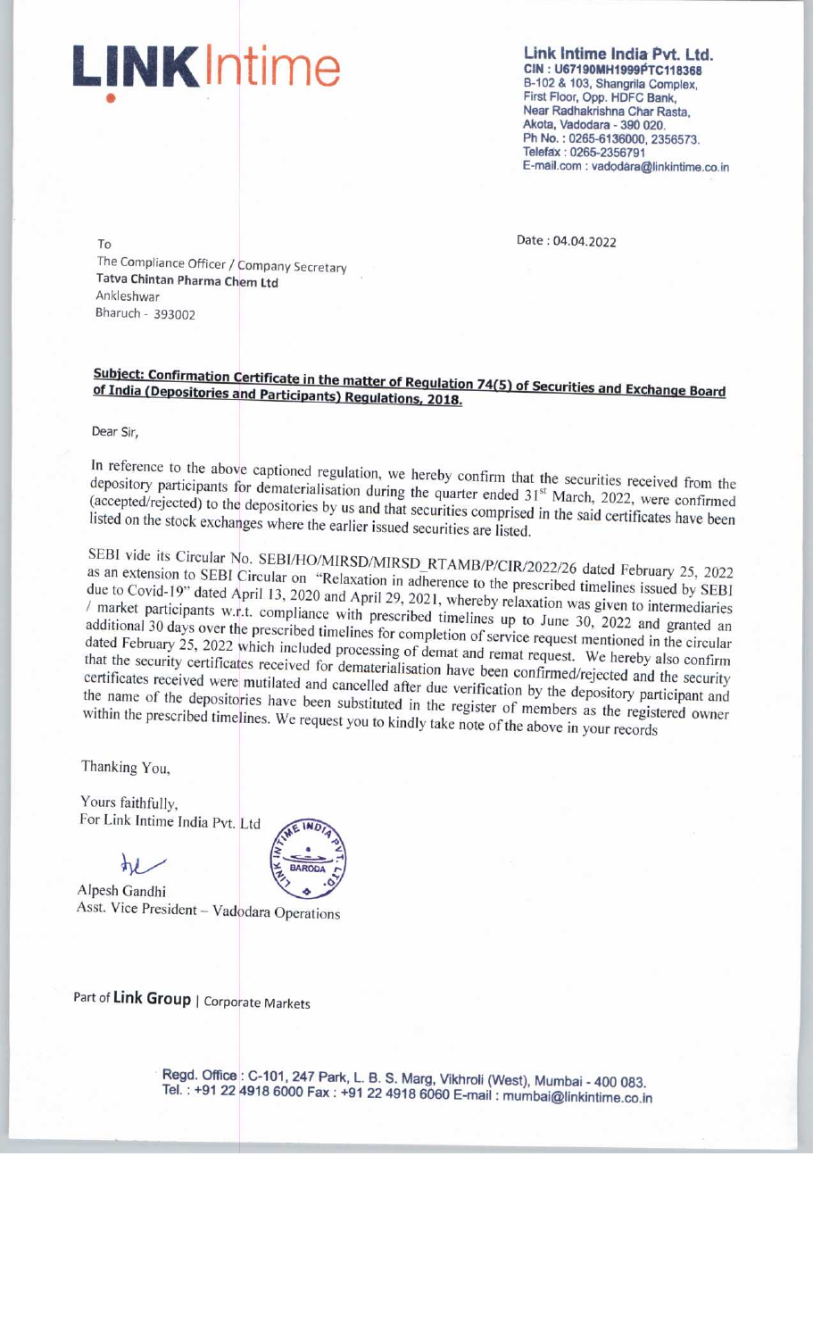# LINK Intime

**Link Intime India Pvt. Ltd.**
CIN : U67190MH1999PTC118368
B-102 & 103, Shangrila Complex,
First Floor, Opp. HDFC Bank,
Near Radhakrishna Char Rasta,
Akota, Vadodara - 390 020.
Ph No. : 0265-6136000, 2356573.
Telefax : 0265-2356791
E-mail.com : vadodara@linkintime.co.in

Date : 04.04.2022

To
The Compliance Officer / Company Secretary
**Tatva Chintan Pharma Chem Ltd**
Ankleshwar
Bharuch - 393002

**Subject: Confirmation Certificate in the matter of Regulation 74(5) of Securities and Exchange Board of India (Depositories and Participants) Regulations, 2018.**

Dear Sir,

In reference to the above captioned regulation, we hereby confirm that the securities received from the depository participants for dematerialisation during the quarter ended 31st March, 2022, were confirmed (accepted/rejected) to the depositories by us and that securities comprised in the said certificates have been listed on the stock exchanges where the earlier issued securities are listed.

SEBI vide its Circular No. SEBI/HO/MIRSD/MIRSD_RTAMB/P/CIR/2022/26 dated February 25, 2022 as an extension to SEBI Circular on "Relaxation in adherence to the prescribed timelines issued by SEBI due to Covid-19" dated April 13, 2020 and April 29, 2021, whereby relaxation was given to intermediaries / market participants w.r.t. compliance with prescribed timelines up to June 30, 2022 and granted an additional 30 days over the prescribed timelines for completion of service request mentioned in the circular dated February 25, 2022 which included processing of demat and remat request. We hereby also confirm that the security certificates received for dematerialisation have been confirmed/rejected and the security certificates received were mutilated and cancelled after due verification by the depository participant and the name of the depositories have been substituted in the register of members as the registered owner within the prescribed timelines. We request you to kindly take note of the above in your records

Thanking You,

Yours faithfully,
For Link Intime India Pvt. Ltd

Alpesh Gandhi
Asst. Vice President – Vadodara Operations

Part of **Link Group** | Corporate Markets

Regd. Office : C-101, 247 Park, L. B. S. Marg, Vikhroli (West), Mumbai - 400 083.
Tel. : +91 22 4918 6000 Fax : +91 22 4918 6060 E-mail : mumbai@linkintime.co.in